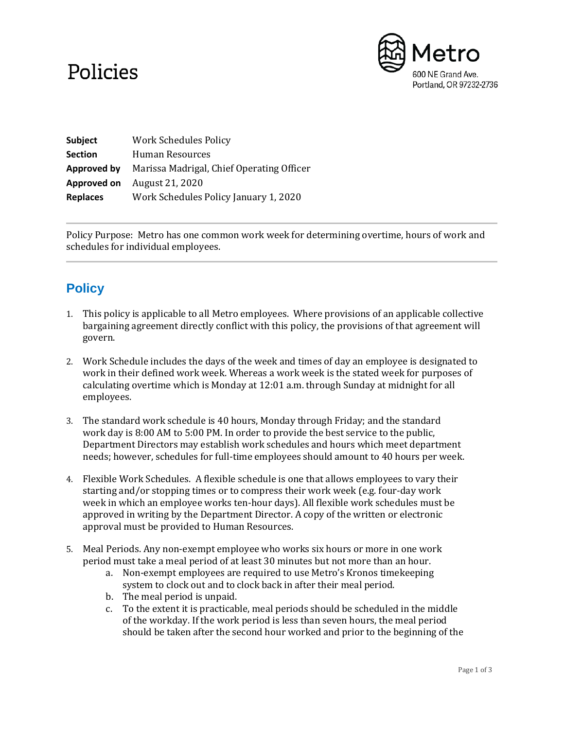# Policies

Metro
600 NE Grand Ave.
Portland, OR 97232-2736

| | |
|---|---|
| **Subject** | Work Schedules Policy |
| **Section** | Human Resources |
| **Approved by** | Marissa Madrigal, Chief Operating Officer |
| **Approved on** | August 21, 2020 |
| **Replaces** | Work Schedules Policy January 1, 2020 |

Policy Purpose: Metro has one common work week for determining overtime, hours of work and schedules for individual employees.

## Policy

1. This policy is applicable to all Metro employees. Where provisions of an applicable collective bargaining agreement directly conflict with this policy, the provisions of that agreement will govern.

2. Work Schedule includes the days of the week and times of day an employee is designated to work in their defined work week. Whereas a work week is the stated week for purposes of calculating overtime which is Monday at 12:01 a.m. through Sunday at midnight for all employees.

3. The standard work schedule is 40 hours, Monday through Friday; and the standard work day is 8:00 AM to 5:00 PM. In order to provide the best service to the public, Department Directors may establish work schedules and hours which meet department needs; however, schedules for full-time employees should amount to 40 hours per week.

4. Flexible Work Schedules. A flexible schedule is one that allows employees to vary their starting and/or stopping times or to compress their work week (e.g. four-day work week in which an employee works ten-hour days). All flexible work schedules must be approved in writing by the Department Director. A copy of the written or electronic approval must be provided to Human Resources.

5. Meal Periods. Any non-exempt employee who works six hours or more in one work period must take a meal period of at least 30 minutes but not more than an hour.
    a. Non-exempt employees are required to use Metro's Kronos timekeeping system to clock out and to clock back in after their meal period.
    b. The meal period is unpaid.
    c. To the extent it is practicable, meal periods should be scheduled in the middle of the workday. If the work period is less than seven hours, the meal period should be taken after the second hour worked and prior to the beginning of the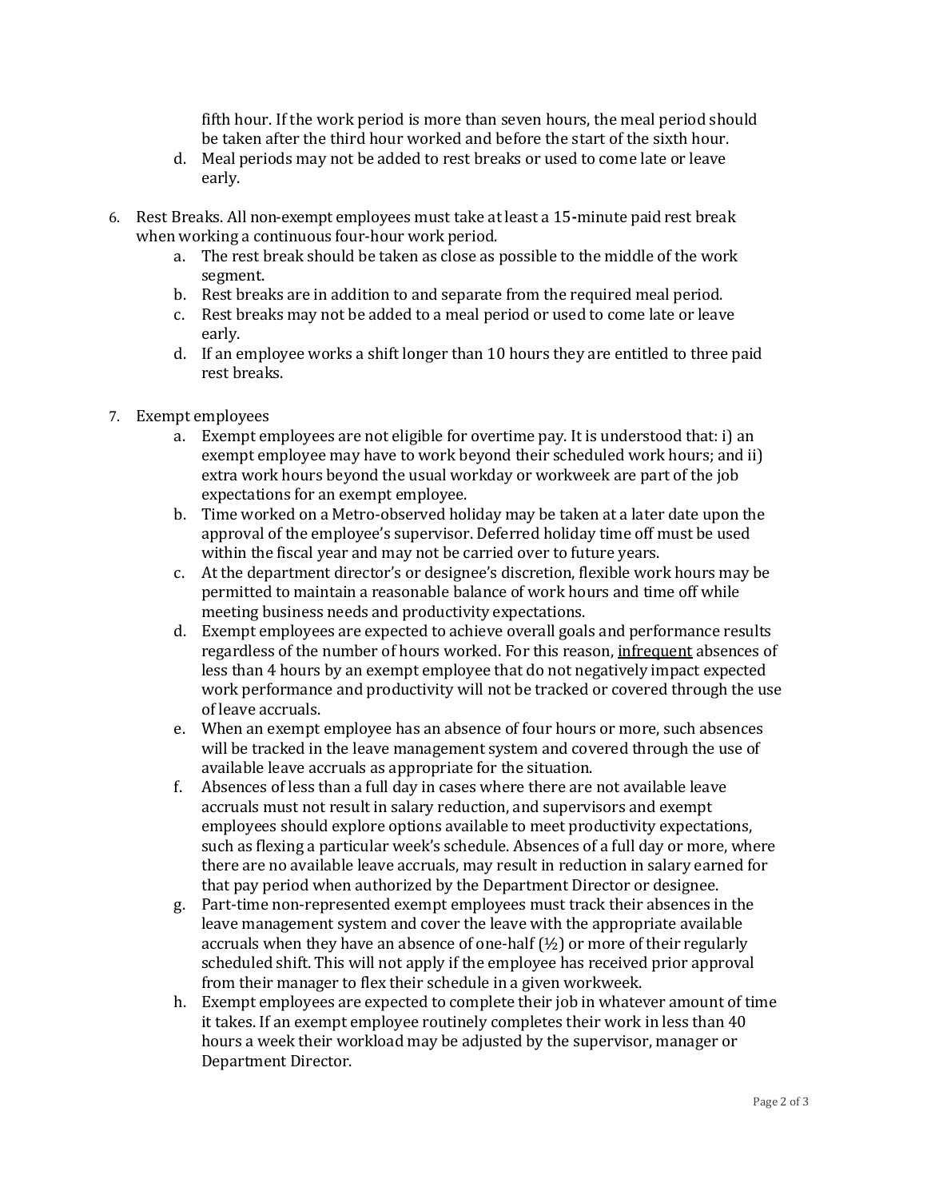fifth hour. If the work period is more than seven hours, the meal period should be taken after the third hour worked and before the start of the sixth hour.

   d. Meal periods may not be added to rest breaks or used to come late or leave early.

6. Rest Breaks. All non-exempt employees must take at least a 15-minute paid rest break when working a continuous four-hour work period.
   a. The rest break should be taken as close as possible to the middle of the work segment.
   b. Rest breaks are in addition to and separate from the required meal period.
   c. Rest breaks may not be added to a meal period or used to come late or leave early.
   d. If an employee works a shift longer than 10 hours they are entitled to three paid rest breaks.

7. Exempt employees
   a. Exempt employees are not eligible for overtime pay. It is understood that: i) an exempt employee may have to work beyond their scheduled work hours; and ii) extra work hours beyond the usual workday or workweek are part of the job expectations for an exempt employee.
   b. Time worked on a Metro-observed holiday may be taken at a later date upon the approval of the employee's supervisor. Deferred holiday time off must be used within the fiscal year and may not be carried over to future years.
   c. At the department director's or designee's discretion, flexible work hours may be permitted to maintain a reasonable balance of work hours and time off while meeting business needs and productivity expectations.
   d. Exempt employees are expected to achieve overall goals and performance results regardless of the number of hours worked. For this reason, <u>infrequent</u> absences of less than 4 hours by an exempt employee that do not negatively impact expected work performance and productivity will not be tracked or covered through the use of leave accruals.
   e. When an exempt employee has an absence of four hours or more, such absences will be tracked in the leave management system and covered through the use of available leave accruals as appropriate for the situation.
   f. Absences of less than a full day in cases where there are not available leave accruals must not result in salary reduction, and supervisors and exempt employees should explore options available to meet productivity expectations, such as flexing a particular week's schedule. Absences of a full day or more, where there are no available leave accruals, may result in reduction in salary earned for that pay period when authorized by the Department Director or designee.
   g. Part-time non-represented exempt employees must track their absences in the leave management system and cover the leave with the appropriate available accruals when they have an absence of one-half (½) or more of their regularly scheduled shift. This will not apply if the employee has received prior approval from their manager to flex their schedule in a given workweek.
   h. Exempt employees are expected to complete their job in whatever amount of time it takes. If an exempt employee routinely completes their work in less than 40 hours a week their workload may be adjusted by the supervisor, manager or Department Director.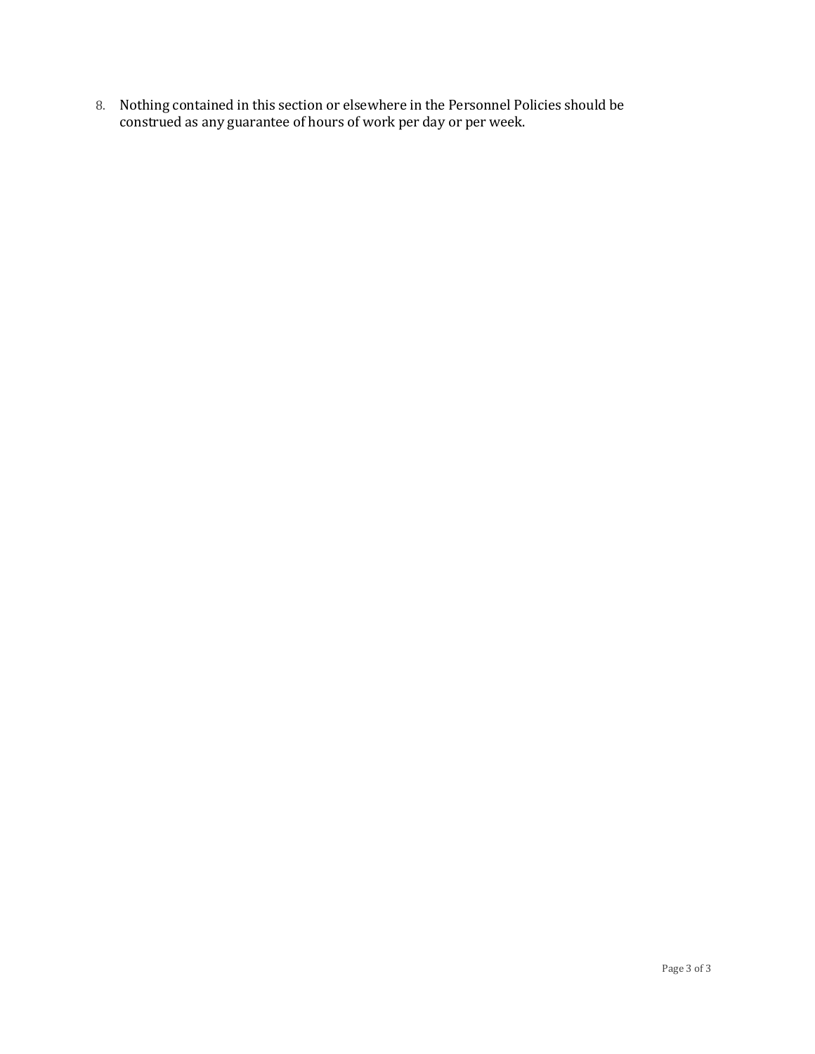8. Nothing contained in this section or elsewhere in the Personnel Policies should be construed as any guarantee of hours of work per day or per week.